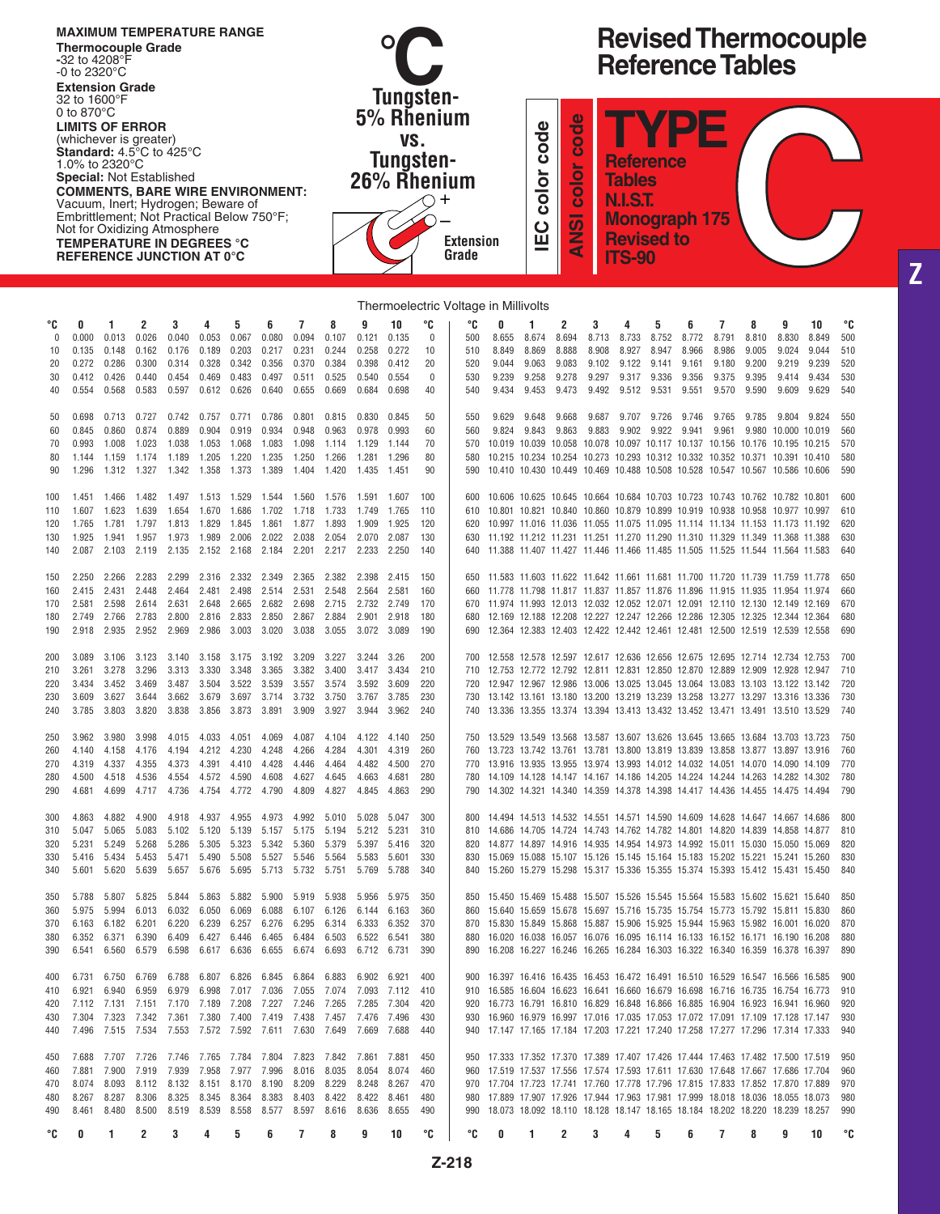**MAXIMUM TEMPERATURE RANGE**

**Thermocouple Grade**
-32 to 4208°F
-0 to 2320°C

**Extension Grade**
32 to 1600°F
0 to 870°C

**LIMITS OF ERROR**
(whichever is greater)
**Standard:** 4.5°C to 425°C
1.0% to 2320°C
**Special:** Not Established

**COMMENTS, BARE WIRE ENVIRONMENT:**
Vacuum, Inert; Hydrogen; Beware of Embrittlement; Not Practical Below 750°F; Not for Oxidizing Atmosphere

**TEMPERATURE IN DEGREES °C**
**REFERENCE JUNCTION AT 0°C**

# °C

**Tungsten-5% Rhenium vs. Tungsten-26% Rhenium**

+
–
Extension Grade

IEC color code
ANSI color code

# Revised Thermocouple Reference Tables

# TYPE C

**Reference Tables N.I.S.T. Monograph 175 Revised to ITS-90**

## Thermoelectric Voltage in Millivolts

| °C | 0 | 1 | 2 | 3 | 4 | 5 | 6 | 7 | 8 | 9 | 10 | °C |
|---|---|---|---|---|---|---|---|---|---|---|---|---|
| 0 | 0.000 | 0.013 | 0.026 | 0.040 | 0.053 | 0.067 | 0.080 | 0.094 | 0.107 | 0.121 | 0.135 | 0 |
| 10 | 0.135 | 0.148 | 0.162 | 0.176 | 0.189 | 0.203 | 0.217 | 0.231 | 0.244 | 0.258 | 0.272 | 10 |
| 20 | 0.272 | 0.286 | 0.300 | 0.314 | 0.328 | 0.342 | 0.356 | 0.370 | 0.384 | 0.398 | 0.412 | 20 |
| 30 | 0.412 | 0.426 | 0.440 | 0.454 | 0.469 | 0.483 | 0.497 | 0.511 | 0.525 | 0.540 | 0.554 | 0 |
| 40 | 0.554 | 0.568 | 0.583 | 0.597 | 0.612 | 0.626 | 0.640 | 0.655 | 0.669 | 0.684 | 0.698 | 40 |
| 50 | 0.698 | 0.713 | 0.727 | 0.742 | 0.757 | 0.771 | 0.786 | 0.801 | 0.815 | 0.830 | 0.845 | 50 |
| 60 | 0.845 | 0.860 | 0.874 | 0.889 | 0.904 | 0.919 | 0.934 | 0.948 | 0.963 | 0.978 | 0.993 | 60 |
| 70 | 0.993 | 1.008 | 1.023 | 1.038 | 1.053 | 1.068 | 1.083 | 1.098 | 1.114 | 1.129 | 1.144 | 70 |
| 80 | 1.144 | 1.159 | 1.174 | 1.189 | 1.205 | 1.220 | 1.235 | 1.250 | 1.266 | 1.281 | 1.296 | 80 |
| 90 | 1.296 | 1.312 | 1.327 | 1.342 | 1.358 | 1.373 | 1.389 | 1.404 | 1.420 | 1.435 | 1.451 | 90 |
| 100 | 1.451 | 1.466 | 1.482 | 1.497 | 1.513 | 1.529 | 1.544 | 1.560 | 1.576 | 1.591 | 1.607 | 100 |
| 110 | 1.607 | 1.623 | 1.639 | 1.654 | 1.670 | 1.686 | 1.702 | 1.718 | 1.733 | 1.749 | 1.765 | 110 |
| 120 | 1.765 | 1.781 | 1.797 | 1.813 | 1.829 | 1.845 | 1.861 | 1.877 | 1.893 | 1.909 | 1.925 | 120 |
| 130 | 1.925 | 1.941 | 1.957 | 1.973 | 1.989 | 2.006 | 2.022 | 2.038 | 2.054 | 2.070 | 2.087 | 130 |
| 140 | 2.087 | 2.103 | 2.119 | 2.135 | 2.152 | 2.168 | 2.184 | 2.201 | 2.217 | 2.233 | 2.250 | 140 |
| 150 | 2.250 | 2.266 | 2.283 | 2.299 | 2.316 | 2.332 | 2.349 | 2.365 | 2.382 | 2.398 | 2.415 | 150 |
| 160 | 2.415 | 2.431 | 2.448 | 2.464 | 2.481 | 2.498 | 2.514 | 2.531 | 2.548 | 2.564 | 2.581 | 160 |
| 170 | 2.581 | 2.598 | 2.614 | 2.631 | 2.648 | 2.665 | 2.682 | 2.698 | 2.715 | 2.732 | 2.749 | 170 |
| 180 | 2.749 | 2.766 | 2.783 | 2.800 | 2.816 | 2.833 | 2.850 | 2.867 | 2.884 | 2.901 | 2.918 | 180 |
| 190 | 2.918 | 2.935 | 2.952 | 2.969 | 2.986 | 3.003 | 3.020 | 3.038 | 3.055 | 3.072 | 3.089 | 190 |
| 200 | 3.089 | 3.106 | 3.123 | 3.140 | 3.158 | 3.175 | 3.192 | 3.209 | 3.227 | 3.244 | 3.26 | 200 |
| 210 | 3.261 | 3.278 | 3.296 | 3.313 | 3.330 | 3.348 | 3.365 | 3.382 | 3.400 | 3.417 | 3.434 | 210 |
| 220 | 3.434 | 3.452 | 3.469 | 3.487 | 3.504 | 3.522 | 3.539 | 3.557 | 3.574 | 3.592 | 3.609 | 220 |
| 230 | 3.609 | 3.627 | 3.644 | 3.662 | 3.679 | 3.697 | 3.714 | 3.732 | 3.750 | 3.767 | 3.785 | 230 |
| 240 | 3.785 | 3.803 | 3.820 | 3.838 | 3.856 | 3.873 | 3.891 | 3.909 | 3.927 | 3.944 | 3.962 | 240 |
| 250 | 3.962 | 3.980 | 3.998 | 4.015 | 4.033 | 4.051 | 4.069 | 4.087 | 4.104 | 4.122 | 4.140 | 250 |
| 260 | 4.140 | 4.158 | 4.176 | 4.194 | 4.212 | 4.230 | 4.248 | 4.266 | 4.284 | 4.301 | 4.319 | 260 |
| 270 | 4.319 | 4.337 | 4.355 | 4.373 | 4.391 | 4.410 | 4.428 | 4.446 | 4.464 | 4.482 | 4.500 | 270 |
| 280 | 4.500 | 4.518 | 4.536 | 4.554 | 4.572 | 4.590 | 4.608 | 4.627 | 4.645 | 4.663 | 4.681 | 280 |
| 290 | 4.681 | 4.699 | 4.717 | 4.736 | 4.754 | 4.772 | 4.790 | 4.809 | 4.827 | 4.845 | 4.863 | 290 |
| 300 | 4.863 | 4.882 | 4.900 | 4.918 | 4.937 | 4.955 | 4.973 | 4.992 | 5.010 | 5.028 | 5.047 | 300 |
| 310 | 5.047 | 5.065 | 5.083 | 5.102 | 5.120 | 5.139 | 5.157 | 5.175 | 5.194 | 5.212 | 5.231 | 310 |
| 320 | 5.231 | 5.249 | 5.268 | 5.286 | 5.305 | 5.323 | 5.342 | 5.360 | 5.379 | 5.397 | 5.416 | 320 |
| 330 | 5.416 | 5.434 | 5.453 | 5.471 | 5.490 | 5.508 | 5.527 | 5.546 | 5.564 | 5.583 | 5.601 | 330 |
| 340 | 5.601 | 5.620 | 5.639 | 5.657 | 5.676 | 5.695 | 5.713 | 5.732 | 5.751 | 5.769 | 5.788 | 340 |
| 350 | 5.788 | 5.807 | 5.825 | 5.844 | 5.863 | 5.882 | 5.900 | 5.919 | 5.938 | 5.956 | 5.975 | 350 |
| 360 | 5.975 | 5.994 | 6.013 | 6.032 | 6.050 | 6.069 | 6.088 | 6.107 | 6.126 | 6.144 | 6.163 | 360 |
| 370 | 6.163 | 6.182 | 6.201 | 6.220 | 6.239 | 6.257 | 6.276 | 6.295 | 6.314 | 6.333 | 6.352 | 370 |
| 380 | 6.352 | 6.371 | 6.390 | 6.409 | 6.427 | 6.446 | 6.465 | 6.484 | 6.503 | 6.522 | 6.541 | 380 |
| 390 | 6.541 | 6.560 | 6.579 | 6.598 | 6.617 | 6.636 | 6.655 | 6.674 | 6.693 | 6.712 | 6.731 | 390 |
| 400 | 6.731 | 6.750 | 6.769 | 6.788 | 6.807 | 6.826 | 6.845 | 6.864 | 6.883 | 6.902 | 6.921 | 400 |
| 410 | 6.921 | 6.940 | 6.959 | 6.979 | 6.998 | 7.017 | 7.036 | 7.055 | 7.074 | 7.093 | 7.112 | 410 |
| 420 | 7.112 | 7.131 | 7.151 | 7.170 | 7.189 | 7.208 | 7.227 | 7.246 | 7.265 | 7.285 | 7.304 | 420 |
| 430 | 7.304 | 7.323 | 7.342 | 7.361 | 7.380 | 7.400 | 7.419 | 7.438 | 7.457 | 7.476 | 7.496 | 430 |
| 440 | 7.496 | 7.515 | 7.534 | 7.553 | 7.572 | 7.592 | 7.611 | 7.630 | 7.649 | 7.669 | 7.688 | 440 |
| 450 | 7.688 | 7.707 | 7.726 | 7.746 | 7.765 | 7.784 | 7.804 | 7.823 | 7.842 | 7.861 | 7.881 | 450 |
| 460 | 7.881 | 7.900 | 7.919 | 7.939 | 7.958 | 7.977 | 7.996 | 8.016 | 8.035 | 8.054 | 8.074 | 460 |
| 470 | 8.074 | 8.093 | 8.112 | 8.132 | 8.151 | 8.170 | 8.190 | 8.209 | 8.229 | 8.248 | 8.267 | 470 |
| 480 | 8.267 | 8.287 | 8.306 | 8.325 | 8.345 | 8.364 | 8.383 | 8.403 | 8.422 | 8.422 | 8.461 | 480 |
| 490 | 8.461 | 8.480 | 8.500 | 8.519 | 8.539 | 8.558 | 8.577 | 8.597 | 8.616 | 8.636 | 8.655 | 490 |
| °C | 0 | 1 | 2 | 3 | 4 | 5 | 6 | 7 | 8 | 9 | 10 | °C |

| °C | 0 | 1 | 2 | 3 | 4 | 5 | 6 | 7 | 8 | 9 | 10 | °C |
|---|---|---|---|---|---|---|---|---|---|---|---|---|
| 500 | 8.655 | 8.674 | 8.694 | 8.713 | 8.733 | 8.752 | 8.772 | 8.791 | 8.810 | 8.830 | 8.849 | 500 |
| 510 | 8.849 | 8.869 | 8.888 | 8.908 | 8.927 | 8.947 | 8.966 | 8.986 | 9.005 | 9.024 | 9.044 | 510 |
| 520 | 9.044 | 9.063 | 9.083 | 9.102 | 9.122 | 9.141 | 9.161 | 9.180 | 9.200 | 9.219 | 9.239 | 520 |
| 530 | 9.239 | 9.258 | 9.278 | 9.297 | 9.317 | 9.336 | 9.356 | 9.375 | 9.395 | 9.414 | 9.434 | 530 |
| 540 | 9.434 | 9.453 | 9.473 | 9.492 | 9.512 | 9.531 | 9.551 | 9.570 | 9.590 | 9.609 | 9.629 | 540 |
| 550 | 9.629 | 9.648 | 9.668 | 9.687 | 9.707 | 9.726 | 9.746 | 9.765 | 9.785 | 9.804 | 9.824 | 550 |
| 560 | 9.824 | 9.843 | 9.863 | 9.883 | 9.902 | 9.922 | 9.941 | 9.961 | 9.980 | 10.000 | 10.019 | 560 |
| 570 | 10.019 | 10.039 | 10.058 | 10.078 | 10.097 | 10.117 | 10.137 | 10.156 | 10.176 | 10.195 | 10.215 | 570 |
| 580 | 10.215 | 10.234 | 10.254 | 10.273 | 10.293 | 10.312 | 10.332 | 10.352 | 10.371 | 10.391 | 10.410 | 580 |
| 590 | 10.410 | 10.430 | 10.449 | 10.469 | 10.488 | 10.508 | 10.528 | 10.547 | 10.567 | 10.586 | 10.606 | 590 |
| 600 | 10.606 | 10.625 | 10.645 | 10.664 | 10.684 | 10.703 | 10.723 | 10.743 | 10.762 | 10.782 | 10.801 | 600 |
| 610 | 10.801 | 10.821 | 10.840 | 10.860 | 10.879 | 10.899 | 10.919 | 10.938 | 10.958 | 10.977 | 10.997 | 610 |
| 620 | 10.997 | 11.016 | 11.036 | 11.055 | 11.075 | 11.095 | 11.114 | 11.134 | 11.153 | 11.173 | 11.192 | 620 |
| 630 | 11.192 | 11.212 | 11.231 | 11.251 | 11.270 | 11.290 | 11.310 | 11.329 | 11.349 | 11.368 | 11.388 | 630 |
| 640 | 11.388 | 11.407 | 11.427 | 11.446 | 11.466 | 11.485 | 11.505 | 11.525 | 11.544 | 11.564 | 11.583 | 640 |
| 650 | 11.583 | 11.603 | 11.622 | 11.642 | 11.661 | 11.681 | 11.700 | 11.720 | 11.739 | 11.759 | 11.778 | 650 |
| 660 | 11.778 | 11.798 | 11.817 | 11.837 | 11.857 | 11.876 | 11.896 | 11.915 | 11.935 | 11.954 | 11.974 | 660 |
| 670 | 11.974 | 11.993 | 12.013 | 12.032 | 12.052 | 12.071 | 12.091 | 12.110 | 12.130 | 12.149 | 12.169 | 670 |
| 680 | 12.169 | 12.188 | 12.208 | 12.227 | 12.247 | 12.266 | 12.286 | 12.305 | 12.325 | 12.344 | 12.364 | 680 |
| 690 | 12.364 | 12.383 | 12.403 | 12.422 | 12.442 | 12.461 | 12.481 | 12.500 | 12.519 | 12.539 | 12.558 | 690 |
| 700 | 12.558 | 12.578 | 12.597 | 12.617 | 12.636 | 12.656 | 12.675 | 12.695 | 12.714 | 12.734 | 12.753 | 700 |
| 710 | 12.753 | 12.772 | 12.792 | 12.811 | 12.831 | 12.850 | 12.870 | 12.889 | 12.909 | 12.928 | 12.947 | 710 |
| 720 | 12.947 | 12.967 | 12.986 | 13.006 | 13.025 | 13.045 | 13.064 | 13.083 | 13.103 | 13.122 | 13.142 | 720 |
| 730 | 13.142 | 13.161 | 13.180 | 13.200 | 13.219 | 13.239 | 13.258 | 13.277 | 13.297 | 13.316 | 13.336 | 730 |
| 740 | 13.336 | 13.355 | 13.374 | 13.394 | 13.413 | 13.432 | 13.452 | 13.471 | 13.491 | 13.510 | 13.529 | 740 |
| 750 | 13.529 | 13.549 | 13.568 | 13.587 | 13.607 | 13.626 | 13.645 | 13.665 | 13.684 | 13.703 | 13.723 | 750 |
| 760 | 13.723 | 13.742 | 13.761 | 13.781 | 13.800 | 13.819 | 13.839 | 13.858 | 13.877 | 13.897 | 13.916 | 760 |
| 770 | 13.916 | 13.935 | 13.955 | 13.974 | 13.993 | 14.012 | 14.032 | 14.051 | 14.070 | 14.090 | 14.109 | 770 |
| 780 | 14.109 | 14.128 | 14.147 | 14.167 | 14.186 | 14.205 | 14.224 | 14.244 | 14.263 | 14.282 | 14.302 | 780 |
| 790 | 14.302 | 14.321 | 14.340 | 14.359 | 14.378 | 14.398 | 14.417 | 14.436 | 14.455 | 14.475 | 14.494 | 790 |
| 800 | 14.494 | 14.513 | 14.532 | 14.551 | 14.571 | 14.590 | 14.609 | 14.628 | 14.647 | 14.667 | 14.686 | 800 |
| 810 | 14.686 | 14.705 | 14.724 | 14.743 | 14.762 | 14.782 | 14.801 | 14.820 | 14.839 | 14.858 | 14.877 | 810 |
| 820 | 14.877 | 14.897 | 14.916 | 14.935 | 14.954 | 14.973 | 14.992 | 15.011 | 15.030 | 15.050 | 15.069 | 820 |
| 830 | 15.069 | 15.088 | 15.107 | 15.126 | 15.145 | 15.164 | 15.183 | 15.202 | 15.221 | 15.241 | 15.260 | 830 |
| 840 | 15.260 | 15.279 | 15.298 | 15.317 | 15.336 | 15.355 | 15.374 | 15.393 | 15.412 | 15.431 | 15.450 | 840 |
| 850 | 15.450 | 15.469 | 15.488 | 15.507 | 15.526 | 15.545 | 15.564 | 15.583 | 15.602 | 15.621 | 15.640 | 850 |
| 860 | 15.640 | 15.659 | 15.678 | 15.697 | 15.716 | 15.735 | 15.754 | 15.773 | 15.792 | 15.811 | 15.830 | 860 |
| 870 | 15.830 | 15.849 | 15.868 | 15.887 | 15.906 | 15.925 | 15.944 | 15.963 | 15.982 | 16.001 | 16.020 | 870 |
| 880 | 16.020 | 16.038 | 16.057 | 16.076 | 16.095 | 16.114 | 16.133 | 16.152 | 16.171 | 16.190 | 16.208 | 880 |
| 890 | 16.208 | 16.227 | 16.246 | 16.265 | 16.284 | 16.303 | 16.322 | 16.340 | 16.359 | 16.378 | 16.397 | 890 |
| 900 | 16.397 | 16.416 | 16.435 | 16.453 | 16.472 | 16.491 | 16.510 | 16.529 | 16.547 | 16.566 | 16.585 | 900 |
| 910 | 16.585 | 16.604 | 16.623 | 16.641 | 16.660 | 16.679 | 16.698 | 16.716 | 16.735 | 16.754 | 16.773 | 910 |
| 920 | 16.773 | 16.791 | 16.810 | 16.829 | 16.848 | 16.866 | 16.885 | 16.904 | 16.923 | 16.941 | 16.960 | 920 |
| 930 | 16.960 | 16.979 | 16.997 | 17.016 | 17.035 | 17.053 | 17.072 | 17.091 | 17.109 | 17.128 | 17.147 | 930 |
| 940 | 17.147 | 17.165 | 17.184 | 17.203 | 17.221 | 17.240 | 17.258 | 17.277 | 17.296 | 17.314 | 17.333 | 940 |
| 950 | 17.333 | 17.352 | 17.370 | 17.389 | 17.407 | 17.426 | 17.444 | 17.463 | 17.482 | 17.500 | 17.519 | 950 |
| 960 | 17.519 | 17.537 | 17.556 | 17.574 | 17.593 | 17.611 | 17.630 | 17.648 | 17.667 | 17.686 | 17.704 | 960 |
| 970 | 17.704 | 17.723 | 17.741 | 17.760 | 17.778 | 17.796 | 17.815 | 17.833 | 17.852 | 17.870 | 17.889 | 970 |
| 980 | 17.889 | 17.907 | 17.926 | 17.944 | 17.963 | 17.981 | 17.999 | 18.018 | 18.036 | 18.055 | 18.073 | 980 |
| 990 | 18.073 | 18.092 | 18.110 | 18.128 | 18.147 | 18.165 | 18.184 | 18.202 | 18.220 | 18.239 | 18.257 | 990 |
| °C | 0 | 1 | 2 | 3 | 4 | 5 | 6 | 7 | 8 | 9 | 10 | °C |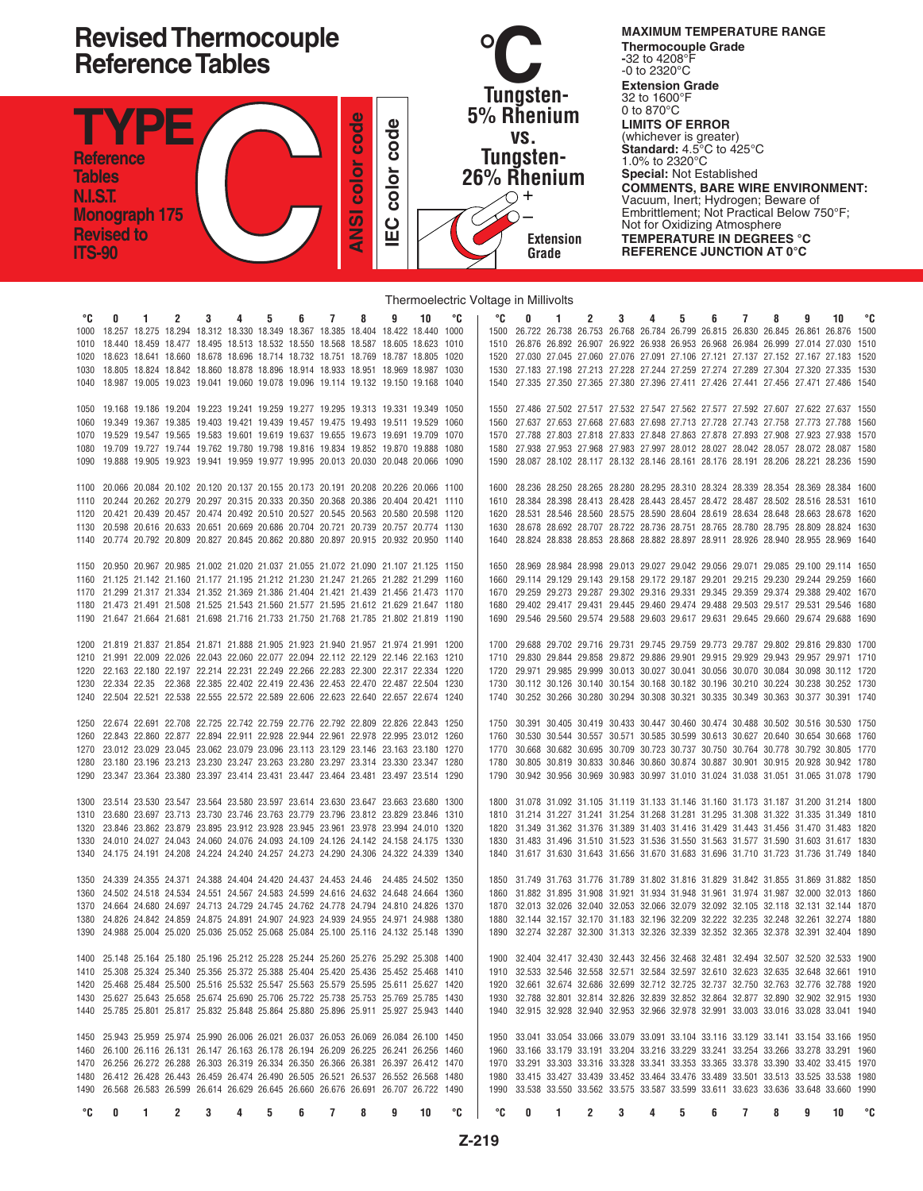# Revised Thermocouple Reference Tables

# TYPE C

**Reference Tables N.I.S.T. Monograph 175 Revised to ITS-90**

ANSI color code

IEC color code

## °C

## Tungsten-5% Rhenium vs. Tungsten-26% Rhenium

+

–

Extension Grade

**MAXIMUM TEMPERATURE RANGE**

**Thermocouple Grade**
-32 to 4208°F
-0 to 2320°C

**Extension Grade**
32 to 1600°F
0 to 870°C

**LIMITS OF ERROR**
(whichever is greater)
**Standard:** 4.5°C to 425°C
1.0% to 2320°C
**Special:** Not Established

**COMMENTS, BARE WIRE ENVIRONMENT:**
Vacuum, Inert; Hydrogen; Beware of Embrittlement; Not Practical Below 750°F; Not for Oxidizing Atmosphere

**TEMPERATURE IN DEGREES °C**
**REFERENCE JUNCTION AT 0°C**

Thermoelectric Voltage in Millivolts

| °C | 0 | 1 | 2 | 3 | 4 | 5 | 6 | 7 | 8 | 9 | 10 | °C |
|---|---|---|---|---|---|---|---|---|---|---|---|---|
| 1000 | 18.257 | 18.275 | 18.294 | 18.312 | 18.330 | 18.349 | 18.367 | 18.385 | 18.404 | 18.422 | 18.440 | 1000 |
| 1010 | 18.440 | 18.459 | 18.477 | 18.495 | 18.513 | 18.532 | 18.550 | 18.568 | 18.587 | 18.605 | 18.623 | 1010 |
| 1020 | 18.623 | 18.641 | 18.660 | 18.678 | 18.696 | 18.714 | 18.732 | 18.751 | 18.769 | 18.787 | 18.805 | 1020 |
| 1030 | 18.805 | 18.824 | 18.842 | 18.860 | 18.878 | 18.896 | 18.914 | 18.933 | 18.951 | 18.969 | 18.987 | 1030 |
| 1040 | 18.987 | 19.005 | 19.023 | 19.041 | 19.060 | 19.078 | 19.096 | 19.114 | 19.132 | 19.150 | 19.168 | 1040 |
| 1050 | 19.168 | 19.186 | 19.204 | 19.223 | 19.241 | 19.259 | 19.277 | 19.295 | 19.313 | 19.331 | 19.349 | 1050 |
| 1060 | 19.349 | 19.367 | 19.385 | 19.403 | 19.421 | 19.439 | 19.457 | 19.475 | 19.493 | 19.511 | 19.529 | 1060 |
| 1070 | 19.529 | 19.547 | 19.565 | 19.583 | 19.601 | 19.619 | 19.637 | 19.655 | 19.673 | 19.691 | 19.709 | 1070 |
| 1080 | 19.709 | 19.727 | 19.744 | 19.762 | 19.780 | 19.798 | 19.816 | 19.834 | 19.852 | 19.870 | 19.888 | 1080 |
| 1090 | 19.888 | 19.905 | 19.923 | 19.941 | 19.959 | 19.977 | 19.995 | 20.013 | 20.030 | 20.048 | 20.066 | 1090 |
| 1100 | 20.066 | 20.084 | 20.102 | 20.120 | 20.137 | 20.155 | 20.173 | 20.191 | 20.208 | 20.226 | 20.066 | 1100 |
| 1110 | 20.244 | 20.262 | 20.279 | 20.297 | 20.315 | 20.333 | 20.350 | 20.368 | 20.386 | 20.404 | 20.421 | 1110 |
| 1120 | 20.421 | 20.439 | 20.457 | 20.474 | 20.492 | 20.510 | 20.527 | 20.545 | 20.563 | 20.580 | 20.598 | 1120 |
| 1130 | 20.598 | 20.616 | 20.633 | 20.651 | 20.669 | 20.686 | 20.704 | 20.721 | 20.739 | 20.757 | 20.774 | 1130 |
| 1140 | 20.774 | 20.792 | 20.809 | 20.827 | 20.845 | 20.862 | 20.880 | 20.897 | 20.915 | 20.932 | 20.950 | 1140 |
| 1150 | 20.950 | 20.967 | 20.985 | 21.002 | 21.020 | 21.037 | 21.055 | 21.072 | 21.090 | 21.107 | 21.125 | 1150 |
| 1160 | 21.125 | 21.142 | 21.160 | 21.177 | 21.195 | 21.212 | 21.230 | 21.247 | 21.265 | 21.282 | 21.299 | 1160 |
| 1170 | 21.299 | 21.317 | 21.334 | 21.352 | 21.369 | 21.386 | 21.404 | 21.421 | 21.439 | 21.456 | 21.473 | 1170 |
| 1180 | 21.473 | 21.491 | 21.508 | 21.525 | 21.543 | 21.560 | 21.577 | 21.595 | 21.612 | 21.629 | 21.647 | 1180 |
| 1190 | 21.647 | 21.664 | 21.681 | 21.698 | 21.716 | 21.733 | 21.750 | 21.768 | 21.785 | 21.802 | 21.819 | 1190 |
| 1200 | 21.819 | 21.837 | 21.854 | 21.871 | 21.888 | 21.905 | 21.923 | 21.940 | 21.957 | 21.974 | 21.991 | 1200 |
| 1210 | 21.991 | 22.009 | 22.026 | 22.043 | 22.060 | 22.077 | 22.094 | 22.112 | 22.129 | 22.146 | 22.163 | 1210 |
| 1220 | 22.163 | 22.180 | 22.197 | 22.214 | 22.231 | 22.249 | 22.266 | 22.283 | 22.300 | 22.317 | 22.334 | 1220 |
| 1230 | 22.334 | 22.35 | 22.368 | 22.385 | 22.402 | 22.419 | 22.436 | 22.453 | 22.470 | 22.487 | 22.504 | 1230 |
| 1240 | 22.504 | 22.521 | 22.538 | 22.555 | 22.572 | 22.589 | 22.606 | 22.623 | 22.640 | 22.657 | 22.674 | 1240 |
| 1250 | 22.674 | 22.691 | 22.708 | 22.725 | 22.742 | 22.759 | 22.776 | 22.792 | 22.809 | 22.826 | 22.843 | 1250 |
| 1260 | 22.843 | 22.860 | 22.877 | 22.894 | 22.911 | 22.928 | 22.944 | 22.961 | 22.978 | 22.995 | 23.012 | 1260 |
| 1270 | 23.012 | 23.029 | 23.045 | 23.062 | 23.079 | 23.096 | 23.113 | 23.129 | 23.146 | 23.163 | 23.180 | 1270 |
| 1280 | 23.180 | 23.196 | 23.213 | 23.230 | 23.247 | 23.263 | 23.280 | 23.297 | 23.314 | 23.330 | 23.347 | 1280 |
| 1290 | 23.347 | 23.364 | 23.380 | 23.397 | 23.414 | 23.431 | 23.447 | 23.464 | 23.481 | 23.497 | 23.514 | 1290 |
| 1300 | 23.514 | 23.530 | 23.547 | 23.564 | 23.580 | 23.597 | 23.614 | 23.630 | 23.647 | 23.663 | 23.680 | 1300 |
| 1310 | 23.680 | 23.697 | 23.713 | 23.730 | 23.746 | 23.763 | 23.779 | 23.796 | 23.812 | 23.829 | 23.846 | 1310 |
| 1320 | 23.846 | 23.862 | 23.879 | 23.895 | 23.912 | 23.928 | 23.945 | 23.961 | 23.978 | 23.994 | 24.010 | 1320 |
| 1330 | 24.010 | 24.027 | 24.043 | 24.060 | 24.076 | 24.093 | 24.109 | 24.126 | 24.142 | 24.158 | 24.175 | 1330 |
| 1340 | 24.175 | 24.191 | 24.208 | 24.224 | 24.240 | 24.257 | 24.273 | 24.290 | 24.306 | 24.322 | 24.339 | 1340 |
| 1350 | 24.339 | 24.355 | 24.371 | 24.388 | 24.404 | 24.420 | 24.437 | 24.453 | 24.46 | 24.485 | 24.502 | 1350 |
| 1360 | 24.502 | 24.518 | 24.534 | 24.551 | 24.567 | 24.583 | 24.599 | 24.616 | 24.632 | 24.648 | 24.664 | 1360 |
| 1370 | 24.664 | 24.680 | 24.697 | 24.713 | 24.729 | 24.745 | 24.762 | 24.778 | 24.794 | 24.810 | 24.826 | 1370 |
| 1380 | 24.826 | 24.842 | 24.859 | 24.875 | 24.891 | 24.907 | 24.923 | 24.939 | 24.955 | 24.971 | 24.988 | 1380 |
| 1390 | 24.988 | 25.004 | 25.020 | 25.036 | 25.052 | 25.068 | 25.084 | 25.100 | 25.116 | 24.132 | 25.148 | 1390 |
| 1400 | 25.148 | 25.164 | 25.180 | 25.196 | 25.212 | 25.228 | 25.244 | 25.260 | 25.276 | 25.292 | 25.308 | 1400 |
| 1410 | 25.308 | 25.324 | 25.340 | 25.356 | 25.372 | 25.388 | 25.404 | 25.420 | 25.436 | 25.452 | 25.468 | 1410 |
| 1420 | 25.468 | 25.484 | 25.500 | 25.516 | 25.532 | 25.547 | 25.563 | 25.579 | 25.595 | 25.611 | 25.627 | 1420 |
| 1430 | 25.627 | 25.643 | 25.658 | 25.674 | 25.690 | 25.706 | 25.722 | 25.738 | 25.753 | 25.769 | 25.785 | 1430 |
| 1440 | 25.785 | 25.801 | 25.817 | 25.832 | 25.848 | 25.864 | 25.880 | 25.896 | 25.911 | 25.927 | 25.943 | 1440 |
| 1450 | 25.943 | 25.959 | 25.974 | 25.990 | 26.006 | 26.021 | 26.037 | 26.053 | 26.069 | 26.084 | 26.100 | 1450 |
| 1460 | 26.100 | 26.116 | 26.131 | 26.147 | 26.163 | 26.178 | 26.194 | 26.209 | 26.225 | 26.241 | 26.256 | 1460 |
| 1470 | 26.256 | 26.272 | 26.288 | 26.303 | 26.319 | 26.334 | 26.350 | 26.366 | 26.381 | 26.397 | 26.412 | 1470 |
| 1480 | 26.412 | 26.428 | 26.443 | 26.459 | 26.474 | 26.490 | 26.505 | 26.521 | 26.537 | 26.552 | 26.568 | 1480 |
| 1490 | 26.568 | 26.583 | 26.599 | 26.614 | 26.629 | 26.645 | 26.660 | 26.676 | 26.691 | 26.707 | 26.722 | 1490 |
| °C | 0 | 1 | 2 | 3 | 4 | 5 | 6 | 7 | 8 | 9 | 10 | °C |

| °C | 0 | 1 | 2 | 3 | 4 | 5 | 6 | 7 | 8 | 9 | 10 | °C |
|---|---|---|---|---|---|---|---|---|---|---|---|---|
| 1500 | 26.722 | 26.738 | 26.753 | 26.768 | 26.784 | 26.799 | 26.815 | 26.830 | 26.845 | 26.861 | 26.876 | 1500 |
| 1510 | 26.876 | 26.892 | 26.907 | 26.922 | 26.938 | 26.953 | 26.968 | 26.984 | 26.999 | 27.014 | 27.030 | 1510 |
| 1520 | 27.030 | 27.045 | 27.060 | 27.076 | 27.091 | 27.106 | 27.121 | 27.137 | 27.152 | 27.167 | 27.183 | 1520 |
| 1530 | 27.183 | 27.198 | 27.213 | 27.228 | 27.244 | 27.259 | 27.274 | 27.289 | 27.304 | 27.320 | 27.335 | 1530 |
| 1540 | 27.335 | 27.350 | 27.365 | 27.380 | 27.396 | 27.411 | 27.426 | 27.441 | 27.456 | 27.471 | 27.486 | 1540 |
| 1550 | 27.486 | 27.502 | 27.517 | 27.532 | 27.547 | 27.562 | 27.577 | 27.592 | 27.607 | 27.622 | 27.637 | 1550 |
| 1560 | 27.637 | 27.653 | 27.668 | 27.683 | 27.698 | 27.713 | 27.728 | 27.743 | 27.758 | 27.773 | 27.788 | 1560 |
| 1570 | 27.788 | 27.803 | 27.818 | 27.833 | 27.848 | 27.863 | 27.878 | 27.893 | 27.908 | 27.923 | 27.938 | 1570 |
| 1580 | 27.938 | 27.953 | 27.968 | 27.983 | 27.997 | 28.012 | 28.027 | 28.042 | 28.057 | 28.072 | 28.087 | 1580 |
| 1590 | 28.087 | 28.102 | 28.117 | 28.132 | 28.146 | 28.161 | 28.176 | 28.191 | 28.206 | 28.221 | 28.236 | 1590 |
| 1600 | 28.236 | 28.250 | 28.265 | 28.280 | 28.295 | 28.310 | 28.324 | 28.339 | 28.354 | 28.369 | 28.384 | 1600 |
| 1610 | 28.384 | 28.398 | 28.413 | 28.428 | 28.443 | 28.457 | 28.472 | 28.487 | 28.502 | 28.516 | 28.531 | 1610 |
| 1620 | 28.531 | 28.546 | 28.560 | 28.575 | 28.590 | 28.604 | 28.619 | 28.634 | 28.648 | 28.663 | 28.678 | 1620 |
| 1630 | 28.678 | 28.692 | 28.707 | 28.722 | 28.736 | 28.751 | 28.765 | 28.780 | 28.795 | 28.809 | 28.824 | 1630 |
| 1640 | 28.824 | 28.838 | 28.853 | 28.868 | 28.882 | 28.897 | 28.911 | 28.926 | 28.940 | 28.955 | 28.969 | 1640 |
| 1650 | 28.969 | 28.984 | 28.998 | 29.013 | 29.027 | 29.042 | 29.056 | 29.071 | 29.085 | 29.100 | 29.114 | 1650 |
| 1660 | 29.114 | 29.129 | 29.143 | 29.158 | 29.172 | 29.187 | 29.201 | 29.215 | 29.230 | 29.244 | 29.259 | 1660 |
| 1670 | 29.259 | 29.273 | 29.287 | 29.302 | 29.316 | 29.331 | 29.345 | 29.359 | 29.374 | 29.388 | 29.402 | 1670 |
| 1680 | 29.402 | 29.417 | 29.431 | 29.445 | 29.460 | 29.474 | 29.488 | 29.503 | 29.517 | 29.531 | 29.546 | 1680 |
| 1690 | 29.546 | 29.560 | 29.574 | 29.588 | 29.603 | 29.617 | 29.631 | 29.645 | 29.660 | 29.674 | 29.688 | 1690 |
| 1700 | 29.688 | 29.702 | 29.716 | 29.731 | 29.745 | 29.759 | 29.773 | 29.787 | 29.802 | 29.816 | 29.830 | 1700 |
| 1710 | 29.830 | 29.844 | 29.858 | 29.872 | 29.886 | 29.901 | 29.915 | 29.929 | 29.943 | 29.957 | 29.971 | 1710 |
| 1720 | 29.971 | 29.985 | 29.999 | 30.013 | 30.027 | 30.041 | 30.056 | 30.070 | 30.084 | 30.098 | 30.112 | 1720 |
| 1730 | 30.112 | 30.126 | 30.140 | 30.154 | 30.168 | 30.182 | 30.196 | 30.210 | 30.224 | 30.238 | 30.252 | 1730 |
| 1740 | 30.252 | 30.266 | 30.280 | 30.294 | 30.308 | 30.321 | 30.335 | 30.349 | 30.363 | 30.377 | 30.391 | 1740 |
| 1750 | 30.391 | 30.405 | 30.419 | 30.433 | 30.447 | 30.460 | 30.474 | 30.488 | 30.502 | 30.516 | 30.530 | 1750 |
| 1760 | 30.530 | 30.544 | 30.557 | 30.571 | 30.585 | 30.599 | 30.613 | 30.627 | 30.640 | 30.654 | 30.668 | 1760 |
| 1770 | 30.668 | 30.682 | 30.695 | 30.709 | 30.723 | 30.737 | 30.750 | 30.764 | 30.778 | 30.792 | 30.805 | 1770 |
| 1780 | 30.805 | 30.819 | 30.833 | 30.846 | 30.860 | 30.874 | 30.887 | 30.901 | 30.915 | 30.928 | 30.942 | 1780 |
| 1790 | 30.942 | 30.956 | 30.969 | 30.983 | 30.997 | 31.010 | 31.024 | 31.038 | 31.051 | 31.065 | 31.078 | 1790 |
| 1800 | 31.078 | 31.092 | 31.105 | 31.119 | 31.133 | 31.146 | 31.160 | 31.173 | 31.187 | 31.200 | 31.214 | 1800 |
| 1810 | 31.214 | 31.227 | 31.241 | 31.254 | 31.268 | 31.281 | 31.295 | 31.308 | 31.322 | 31.335 | 31.349 | 1810 |
| 1820 | 31.349 | 31.362 | 31.376 | 31.389 | 31.403 | 31.416 | 31.429 | 31.443 | 31.456 | 31.470 | 31.483 | 1820 |
| 1830 | 31.483 | 31.496 | 31.510 | 31.523 | 31.536 | 31.550 | 31.563 | 31.577 | 31.590 | 31.603 | 31.617 | 1830 |
| 1840 | 31.617 | 31.630 | 31.643 | 31.656 | 31.670 | 31.683 | 31.696 | 31.710 | 31.723 | 31.736 | 31.749 | 1840 |
| 1850 | 31.749 | 31.763 | 31.776 | 31.789 | 31.802 | 31.816 | 31.829 | 31.842 | 31.855 | 31.869 | 31.882 | 1850 |
| 1860 | 31.882 | 31.895 | 31.908 | 31.921 | 31.934 | 31.948 | 31.961 | 31.974 | 31.987 | 32.000 | 32.013 | 1860 |
| 1870 | 32.013 | 32.026 | 32.040 | 32.053 | 32.066 | 32.079 | 32.092 | 32.105 | 32.118 | 32.131 | 32.144 | 1870 |
| 1880 | 32.144 | 32.157 | 32.170 | 31.183 | 32.196 | 32.209 | 32.222 | 32.235 | 32.248 | 32.261 | 32.274 | 1880 |
| 1890 | 32.274 | 32.287 | 32.300 | 31.313 | 32.326 | 32.339 | 32.352 | 32.365 | 32.378 | 32.391 | 32.404 | 1890 |
| 1900 | 32.404 | 32.417 | 32.430 | 32.443 | 32.456 | 32.468 | 32.481 | 32.494 | 32.507 | 32.520 | 32.533 | 1900 |
| 1910 | 32.533 | 32.546 | 32.558 | 32.571 | 32.584 | 32.597 | 32.610 | 32.623 | 32.635 | 32.648 | 32.661 | 1910 |
| 1920 | 32.661 | 32.674 | 32.686 | 32.699 | 32.712 | 32.725 | 32.737 | 32.750 | 32.763 | 32.776 | 32.788 | 1920 |
| 1930 | 32.788 | 32.801 | 32.814 | 32.826 | 32.839 | 32.852 | 32.864 | 32.877 | 32.890 | 32.902 | 32.915 | 1930 |
| 1940 | 32.915 | 32.928 | 32.940 | 32.953 | 32.966 | 32.978 | 32.991 | 33.003 | 33.016 | 33.028 | 33.041 | 1940 |
| 1950 | 33.041 | 33.054 | 33.066 | 33.079 | 33.091 | 33.104 | 33.116 | 33.129 | 33.141 | 33.154 | 33.166 | 1950 |
| 1960 | 33.166 | 33.179 | 33.191 | 33.204 | 33.216 | 33.229 | 33.241 | 33.254 | 33.266 | 33.278 | 33.291 | 1960 |
| 1970 | 33.291 | 33.303 | 33.316 | 33.328 | 33.341 | 33.353 | 33.365 | 33.378 | 33.390 | 33.402 | 33.415 | 1970 |
| 1980 | 33.415 | 33.427 | 33.439 | 33.452 | 33.464 | 33.476 | 33.489 | 33.501 | 33.513 | 33.525 | 33.538 | 1980 |
| 1990 | 33.538 | 33.550 | 33.562 | 33.575 | 33.587 | 33.599 | 33.611 | 33.623 | 33.636 | 33.648 | 33.660 | 1990 |
| °C | 0 | 1 | 2 | 3 | 4 | 5 | 6 | 7 | 8 | 9 | 10 | °C |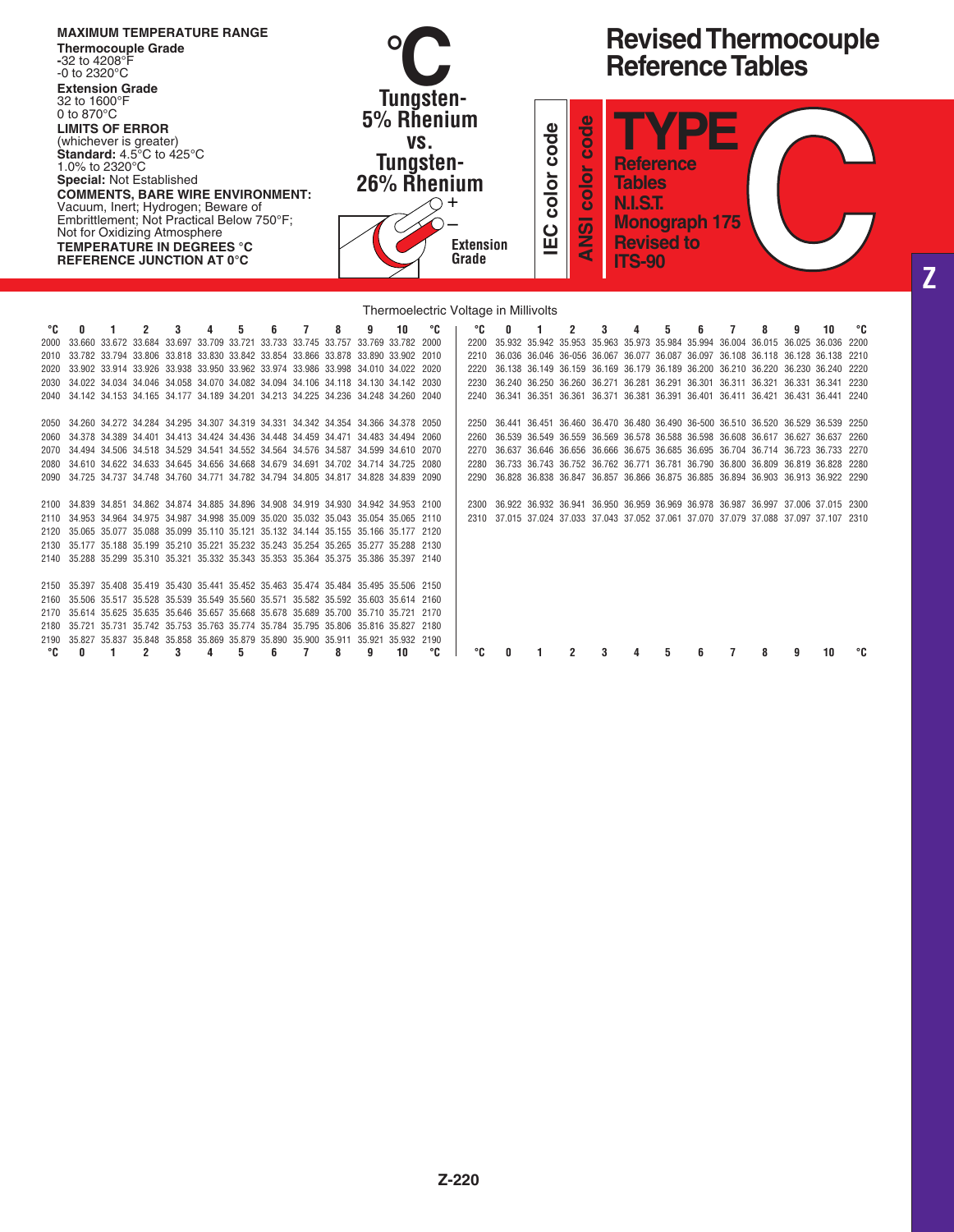**MAXIMUM TEMPERATURE RANGE**
**Thermocouple Grade**
-32 to 4208°F
-0 to 2320°C
**Extension Grade**
32 to 1600°F
0 to 870°C
**LIMITS OF ERROR**
(whichever is greater)
**Standard:** 4.5°C to 425°C
1.0% to 2320°C
**Special:** Not Established
**COMMENTS, BARE WIRE ENVIRONMENT:**
Vacuum, Inert; Hydrogen; Beware of Embrittlement; Not Practical Below 750°F; Not for Oxidizing Atmosphere
**TEMPERATURE IN DEGREES °C**
**REFERENCE JUNCTION AT 0°C**

**°C**

**Tungsten-5% Rhenium vs. Tungsten-26% Rhenium**

+
–
Extension Grade

IEC color code
ANSI color code

# Revised Thermocouple Reference Tables

# TYPE C

**Reference Tables N.I.S.T. Monograph 175 Revised to ITS-90**

Thermoelectric Voltage in Millivolts

| °C | 0 | 1 | 2 | 3 | 4 | 5 | 6 | 7 | 8 | 9 | 10 | °C |
|---|---|---|---|---|---|---|---|---|---|---|---|---|
| 2000 | 33.660 | 33.672 | 33.684 | 33.697 | 33.709 | 33.721 | 33.733 | 33.745 | 33.757 | 33.769 | 33.782 | 2000 |
| 2010 | 33.782 | 33.794 | 33.806 | 33.818 | 33.830 | 33.842 | 33.854 | 33.866 | 33.878 | 33.890 | 33.902 | 2010 |
| 2020 | 33.902 | 33.914 | 33.926 | 33.938 | 33.950 | 33.962 | 33.974 | 33.986 | 33.998 | 34.010 | 34.022 | 2020 |
| 2030 | 34.022 | 34.034 | 34.046 | 34.058 | 34.070 | 34.082 | 34.094 | 34.106 | 34.118 | 34.130 | 34.142 | 2030 |
| 2040 | 34.142 | 34.153 | 34.165 | 34.177 | 34.189 | 34.201 | 34.213 | 34.225 | 34.236 | 34.248 | 34.260 | 2040 |
| 2050 | 34.260 | 34.272 | 34.284 | 34.295 | 34.307 | 34.319 | 34.331 | 34.342 | 34.354 | 34.366 | 34.378 | 2050 |
| 2060 | 34.378 | 34.389 | 34.401 | 34.413 | 34.424 | 34.436 | 34.448 | 34.459 | 34.471 | 34.483 | 34.494 | 2060 |
| 2070 | 34.494 | 34.506 | 34.518 | 34.529 | 34.541 | 34.552 | 34.564 | 34.576 | 34.587 | 34.599 | 34.610 | 2070 |
| 2080 | 34.610 | 34.622 | 34.633 | 34.645 | 34.656 | 34.668 | 34.679 | 34.691 | 34.702 | 34.714 | 34.725 | 2080 |
| 2090 | 34.725 | 34.737 | 34.748 | 34.760 | 34.771 | 34.782 | 34.794 | 34.805 | 34.817 | 34.828 | 34.839 | 2090 |
| 2100 | 34.839 | 34.851 | 34.862 | 34.874 | 34.885 | 34.896 | 34.908 | 34.919 | 34.930 | 34.942 | 34.953 | 2100 |
| 2110 | 34.953 | 34.964 | 34.975 | 34.987 | 34.998 | 35.009 | 35.020 | 35.032 | 35.043 | 35.054 | 35.065 | 2110 |
| 2120 | 35.065 | 35.077 | 35.088 | 35.099 | 35.110 | 35.121 | 35.132 | 34.144 | 35.155 | 35.166 | 35.177 | 2120 |
| 2130 | 35.177 | 35.188 | 35.199 | 35.210 | 35.221 | 35.232 | 35.243 | 35.254 | 35.265 | 35.277 | 35.288 | 2130 |
| 2140 | 35.288 | 35.299 | 35.310 | 35.321 | 35.332 | 35.343 | 35.353 | 35.364 | 35.375 | 35.386 | 35.397 | 2140 |
| 2150 | 35.397 | 35.408 | 35.419 | 35.430 | 35.441 | 35.452 | 35.463 | 35.474 | 35.484 | 35.495 | 35.506 | 2150 |
| 2160 | 35.506 | 35.517 | 35.528 | 35.539 | 35.549 | 35.560 | 35.571 | 35.582 | 35.592 | 35.603 | 35.614 | 2160 |
| 2170 | 35.614 | 35.625 | 35.635 | 35.646 | 35.657 | 35.668 | 35.678 | 35.689 | 35.700 | 35.710 | 35.721 | 2170 |
| 2180 | 35.721 | 35.731 | 35.742 | 35.753 | 35.763 | 35.774 | 35.784 | 35.795 | 35.806 | 35.816 | 35.827 | 2180 |
| 2190 | 35.827 | 35.837 | 35.848 | 35.858 | 35.869 | 35.879 | 35.890 | 35.900 | 35.911 | 35.921 | 35.932 | 2190 |
| 2200 | 35.932 | 35.942 | 35.953 | 35.963 | 35.973 | 35.984 | 35.994 | 36.004 | 36.015 | 36.025 | 36.036 | 2200 |
| 2210 | 36.036 | 36.046 | 36-056 | 36.067 | 36.077 | 36.087 | 36.097 | 36.108 | 36.118 | 36.128 | 36.138 | 2210 |
| 2220 | 36.138 | 36.149 | 36.159 | 36.169 | 36.179 | 36.189 | 36.200 | 36.210 | 36.220 | 36.230 | 36.240 | 2220 |
| 2230 | 36.240 | 36.250 | 36.260 | 36.271 | 36.281 | 36.291 | 36.301 | 36.311 | 36.321 | 36.331 | 36.341 | 2230 |
| 2240 | 36.341 | 36.351 | 36.361 | 36.371 | 36.381 | 36.391 | 36.401 | 36.411 | 36.421 | 36.431 | 36.441 | 2240 |
| 2250 | 36.441 | 36.451 | 36.460 | 36.470 | 36.480 | 36.490 | 36-500 | 36.510 | 36.520 | 36.529 | 36.539 | 2250 |
| 2260 | 36.539 | 36.549 | 36.559 | 36.569 | 36.578 | 36.588 | 36.598 | 36.608 | 36.617 | 36.627 | 36.637 | 2260 |
| 2270 | 36.637 | 36.646 | 36.656 | 36.666 | 36.675 | 36.685 | 36.695 | 36.704 | 36.714 | 36.723 | 36.733 | 2270 |
| 2280 | 36.733 | 36.743 | 36.752 | 36.762 | 36.771 | 36.781 | 36.790 | 36.800 | 36.809 | 36.819 | 36.828 | 2280 |
| 2290 | 36.828 | 36.838 | 36.847 | 36.857 | 36.866 | 36.875 | 36.885 | 36.894 | 36.903 | 36.913 | 36.922 | 2290 |
| 2300 | 36.922 | 36.932 | 36.941 | 36.950 | 36.959 | 36.969 | 36.978 | 36.987 | 36.997 | 37.006 | 37.015 | 2300 |
| 2310 | 37.015 | 37.024 | 37.033 | 37.043 | 37.052 | 37.061 | 37.070 | 37.079 | 37.088 | 37.097 | 37.107 | 2310 |
| °C | 0 | 1 | 2 | 3 | 4 | 5 | 6 | 7 | 8 | 9 | 10 | °C |